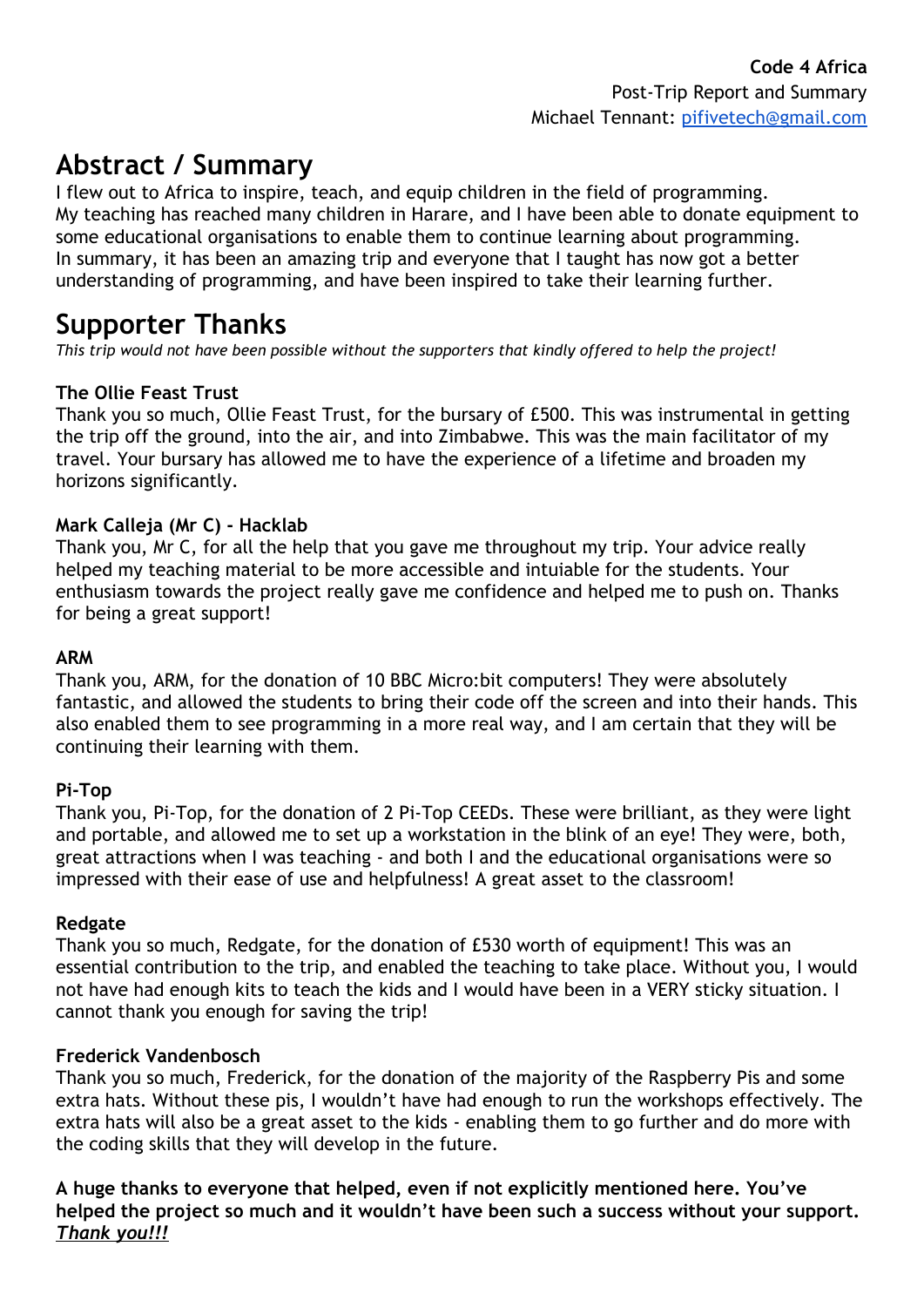**Code 4 Africa**
Post-Trip Report and Summary
Michael Tennant: pifivetech@gmail.com

# Abstract / Summary

I flew out to Africa to inspire, teach, and equip children in the field of programming.
My teaching has reached many children in Harare, and I have been able to donate equipment to some educational organisations to enable them to continue learning about programming.
In summary, it has been an amazing trip and everyone that I taught has now got a better understanding of programming, and have been inspired to take their learning further.

# Supporter Thanks

*This trip would not have been possible without the supporters that kindly offered to help the project!*

**The Ollie Feast Trust**
Thank you so much, Ollie Feast Trust, for the bursary of £500. This was instrumental in getting the trip off the ground, into the air, and into Zimbabwe. This was the main facilitator of my travel. Your bursary has allowed me to have the experience of a lifetime and broaden my horizons significantly.

**Mark Calleja (Mr C) - Hacklab**
Thank you, Mr C, for all the help that you gave me throughout my trip. Your advice really helped my teaching material to be more accessible and intuiable for the students. Your enthusiasm towards the project really gave me confidence and helped me to push on. Thanks for being a great support!

**ARM**
Thank you, ARM, for the donation of 10 BBC Micro:bit computers! They were absolutely fantastic, and allowed the students to bring their code off the screen and into their hands. This also enabled them to see programming in a more real way, and I am certain that they will be continuing their learning with them.

**Pi-Top**
Thank you, Pi-Top, for the donation of 2 Pi-Top CEEDs. These were brilliant, as they were light and portable, and allowed me to set up a workstation in the blink of an eye! They were, both, great attractions when I was teaching - and both I and the educational organisations were so impressed with their ease of use and helpfulness! A great asset to the classroom!

**Redgate**
Thank you so much, Redgate, for the donation of £530 worth of equipment! This was an essential contribution to the trip, and enabled the teaching to take place. Without you, I would not have had enough kits to teach the kids and I would have been in a VERY sticky situation. I cannot thank you enough for saving the trip!

**Frederick Vandenbosch**
Thank you so much, Frederick, for the donation of the majority of the Raspberry Pis and some extra hats. Without these pis, I wouldn't have had enough to run the workshops effectively. The extra hats will also be a great asset to the kids - enabling them to go further and do more with the coding skills that they will develop in the future.

**A huge thanks to everyone that helped, even if not explicitly mentioned here. You've helped the project so much and it wouldn't have been such a success without your support. *Thank you!!!***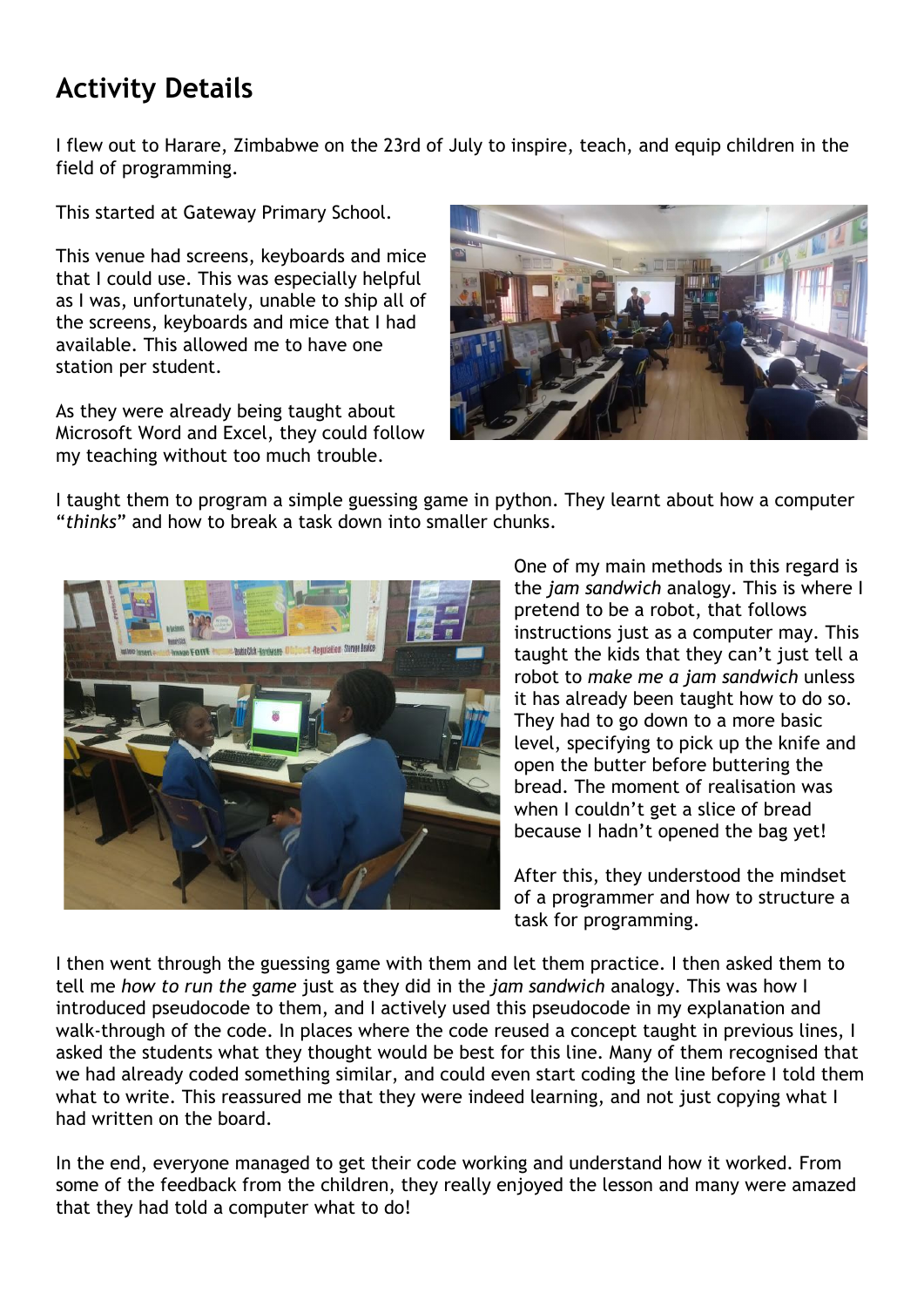# Activity Details

I flew out to Harare, Zimbabwe on the 23rd of July to inspire, teach, and equip children in the field of programming.

This started at Gateway Primary School.

This venue had screens, keyboards and mice that I could use. This was especially helpful as I was, unfortunately, unable to ship all of the screens, keyboards and mice that I had available. This allowed me to have one station per student.

As they were already being taught about Microsoft Word and Excel, they could follow my teaching without too much trouble.

I taught them to program a simple guessing game in python. They learnt about how a computer "*thinks*" and how to break a task down into smaller chunks.

One of my main methods in this regard is the *jam sandwich* analogy. This is where I pretend to be a robot, that follows instructions just as a computer may. This taught the kids that they can't just tell a robot to *make me a jam sandwich* unless it has already been taught how to do so. They had to go down to a more basic level, specifying to pick up the knife and open the butter before buttering the bread. The moment of realisation was when I couldn't get a slice of bread because I hadn't opened the bag yet!

After this, they understood the mindset of a programmer and how to structure a task for programming.

I then went through the guessing game with them and let them practice. I then asked them to tell me *how to run the game* just as they did in the *jam sandwich* analogy. This was how I introduced pseudocode to them, and I actively used this pseudocode in my explanation and walk-through of the code. In places where the code reused a concept taught in previous lines, I asked the students what they thought would be best for this line. Many of them recognised that we had already coded something similar, and could even start coding the line before I told them what to write. This reassured me that they were indeed learning, and not just copying what I had written on the board.

In the end, everyone managed to get their code working and understand how it worked. From some of the feedback from the children, they really enjoyed the lesson and many were amazed that they had told a computer what to do!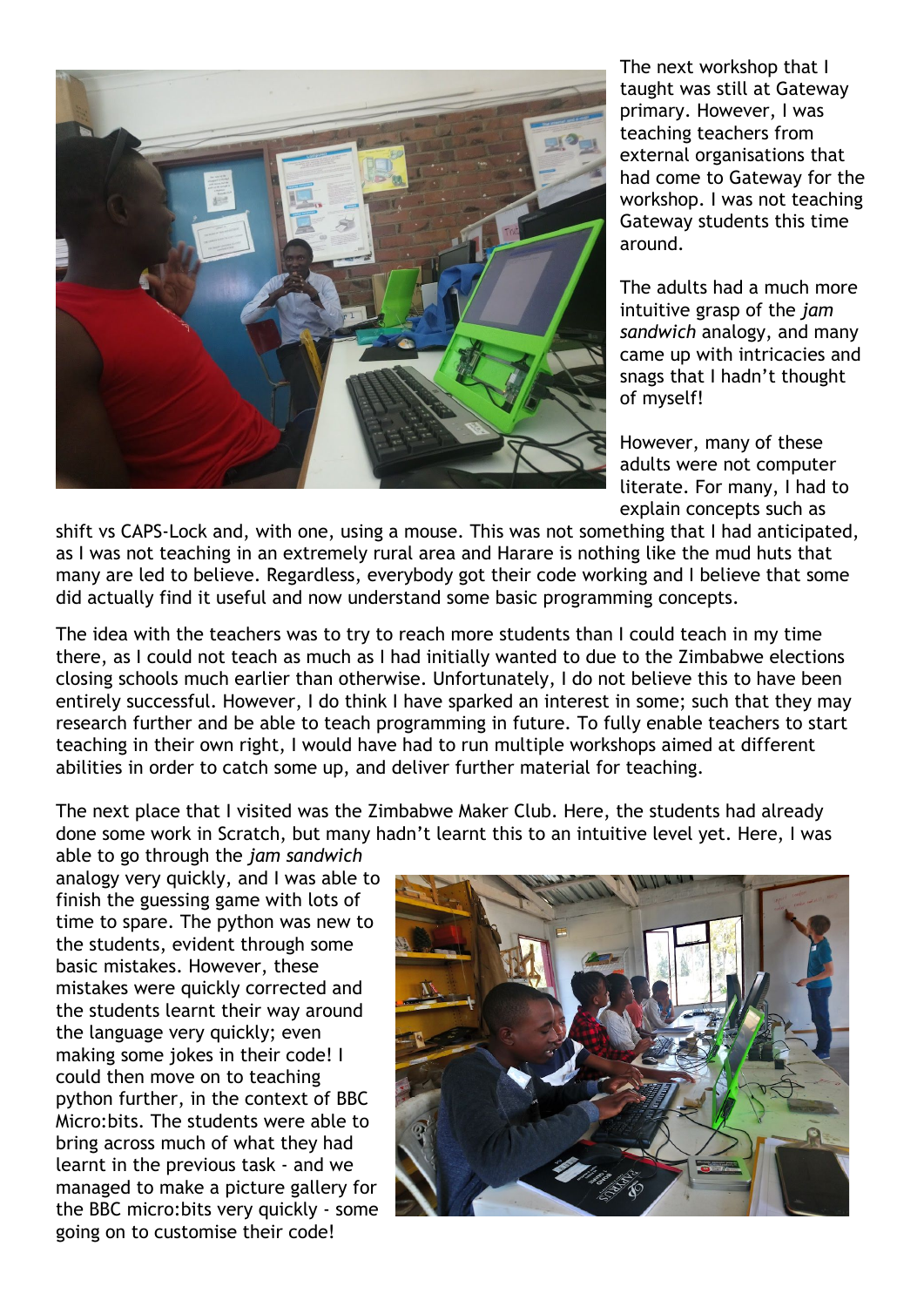The next workshop that I taught was still at Gateway primary. However, I was teaching teachers from external organisations that had come to Gateway for the workshop. I was not teaching Gateway students this time around.

The adults had a much more intuitive grasp of the *jam sandwich* analogy, and many came up with intricacies and snags that I hadn't thought of myself!

However, many of these adults were not computer literate. For many, I had to explain concepts such as shift vs CAPS-Lock and, with one, using a mouse. This was not something that I had anticipated, as I was not teaching in an extremely rural area and Harare is nothing like the mud huts that many are led to believe. Regardless, everybody got their code working and I believe that some did actually find it useful and now understand some basic programming concepts.

The idea with the teachers was to try to reach more students than I could teach in my time there, as I could not teach as much as I had initially wanted to due to the Zimbabwe elections closing schools much earlier than otherwise. Unfortunately, I do not believe this to have been entirely successful. However, I do think I have sparked an interest in some; such that they may research further and be able to teach programming in future. To fully enable teachers to start teaching in their own right, I would have had to run multiple workshops aimed at different abilities in order to catch some up, and deliver further material for teaching.

The next place that I visited was the Zimbabwe Maker Club. Here, the students had already done some work in Scratch, but many hadn't learnt this to an intuitive level yet. Here, I was able to go through the *jam sandwich* analogy very quickly, and I was able to finish the guessing game with lots of time to spare. The python was new to the students, evident through some basic mistakes. However, these mistakes were quickly corrected and the students learnt their way around the language very quickly; even making some jokes in their code! I could then move on to teaching python further, in the context of BBC Micro:bits. The students were able to bring across much of what they had learnt in the previous task - and we managed to make a picture gallery for the BBC micro:bits very quickly - some going on to customise their code!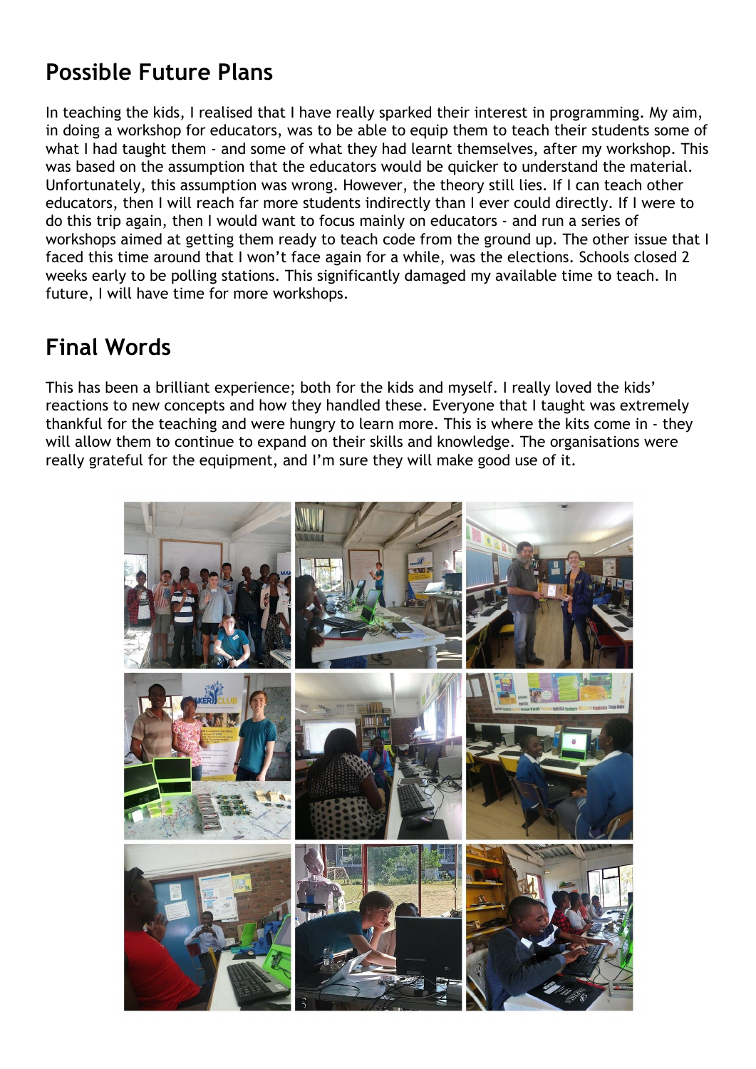## Possible Future Plans

In teaching the kids, I realised that I have really sparked their interest in programming. My aim, in doing a workshop for educators, was to be able to equip them to teach their students some of what I had taught them - and some of what they had learnt themselves, after my workshop. This was based on the assumption that the educators would be quicker to understand the material. Unfortunately, this assumption was wrong. However, the theory still lies. If I can teach other educators, then I will reach far more students indirectly than I ever could directly. If I were to do this trip again, then I would want to focus mainly on educators - and run a series of workshops aimed at getting them ready to teach code from the ground up. The other issue that I faced this time around that I won't face again for a while, was the elections. Schools closed 2 weeks early to be polling stations. This significantly damaged my available time to teach. In future, I will have time for more workshops.

## Final Words

This has been a brilliant experience; both for the kids and myself. I really loved the kids' reactions to new concepts and how they handled these. Everyone that I taught was extremely thankful for the teaching and were hungry to learn more. This is where the kits come in - they will allow them to continue to expand on their skills and knowledge. The organisations were really grateful for the equipment, and I'm sure they will make good use of it.